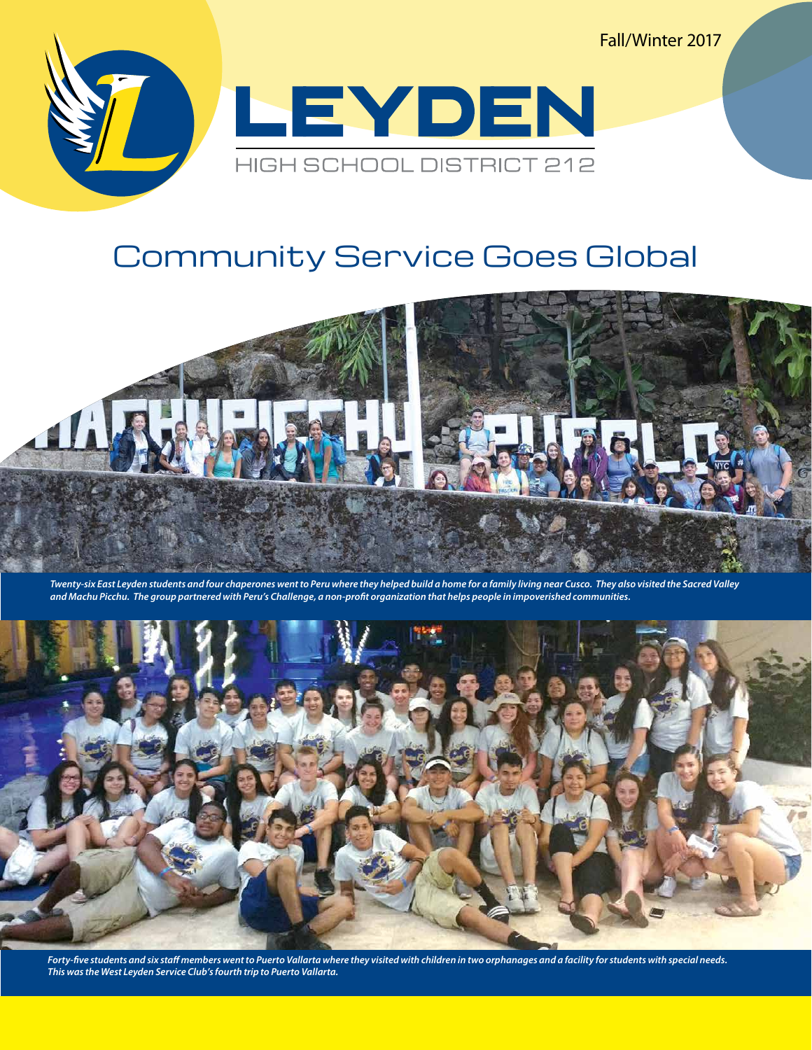Fall/Winter 2017

# LEYDEN

HIGH SCHOOL DISTRICT 212

## Community Service Goes Global

***Twenty-six East Leyden students and four chaperones went to Peru where they helped build a home for a family living near Cusco. They also visited the Sacred Valley and Machu Picchu. The group partnered with Peru's Challenge, a non-profit organization that helps people in impoverished communities.***

***Forty-five students and six staff members went to Puerto Vallarta where they visited with children in two orphanages and a facility for students with special needs. This was the West Leyden Service Club's fourth trip to Puerto Vallarta.***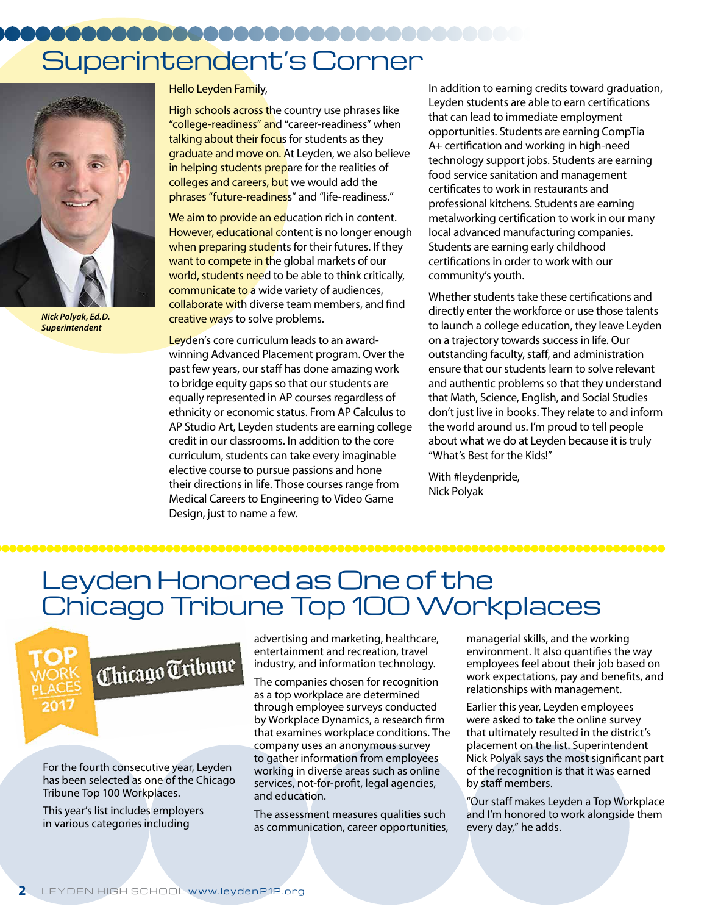# Superintendent's Corner

*Nick Polyak, Ed.D.*
*Superintendent*

Hello Leyden Family,

High schools across the country use phrases like "college-readiness" and "career-readiness" when talking about their focus for students as they graduate and move on. At Leyden, we also believe in helping students prepare for the realities of colleges and careers, but we would add the phrases "future-readiness" and "life-readiness."

We aim to provide an education rich in content. However, educational content is no longer enough when preparing students for their futures. If they want to compete in the global markets of our world, students need to be able to think critically, communicate to a wide variety of audiences, collaborate with diverse team members, and find creative ways to solve problems.

Leyden's core curriculum leads to an award-winning Advanced Placement program. Over the past few years, our staff has done amazing work to bridge equity gaps so that our students are equally represented in AP courses regardless of ethnicity or economic status. From AP Calculus to AP Studio Art, Leyden students are earning college credit in our classrooms. In addition to the core curriculum, students can take every imaginable elective course to pursue passions and hone their directions in life. Those courses range from Medical Careers to Engineering to Video Game Design, just to name a few.

In addition to earning credits toward graduation, Leyden students are able to earn certifications that can lead to immediate employment opportunities. Students are earning CompTia A+ certification and working in high-need technology support jobs. Students are earning food service sanitation and management certificates to work in restaurants and professional kitchens. Students are earning metalworking certification to work in our many local advanced manufacturing companies. Students are earning early childhood certifications in order to work with our community's youth.

Whether students take these certifications and directly enter the workforce or use those talents to launch a college education, they leave Leyden on a trajectory towards success in life. Our outstanding faculty, staff, and administration ensure that our students learn to solve relevant and authentic problems so that they understand that Math, Science, English, and Social Studies don't just live in books. They relate to and inform the world around us. I'm proud to tell people about what we do at Leyden because it is truly "What's Best for the Kids!"

With #leydenpride,
Nick Polyak

# Leyden Honored as One of the Chicago Tribune Top 100 Workplaces

TOP WORK PLACES 2017 — Chicago Tribune

For the fourth consecutive year, Leyden has been selected as one of the Chicago Tribune Top 100 Workplaces.

This year's list includes employers in various categories including advertising and marketing, healthcare, entertainment and recreation, travel industry, and information technology.

The companies chosen for recognition as a top workplace are determined through employee surveys conducted by Workplace Dynamics, a research firm that examines workplace conditions. The company uses an anonymous survey to gather information from employees working in diverse areas such as online services, not-for-profit, legal agencies, and education.

The assessment measures qualities such as communication, career opportunities, managerial skills, and the working environment. It also quantifies the way employees feel about their job based on work expectations, pay and benefits, and relationships with management.

Earlier this year, Leyden employees were asked to take the online survey that ultimately resulted in the district's placement on the list. Superintendent Nick Polyak says the most significant part of the recognition is that it was earned by staff members.

"Our staff makes Leyden a Top Workplace and I'm honored to work alongside them every day," he adds.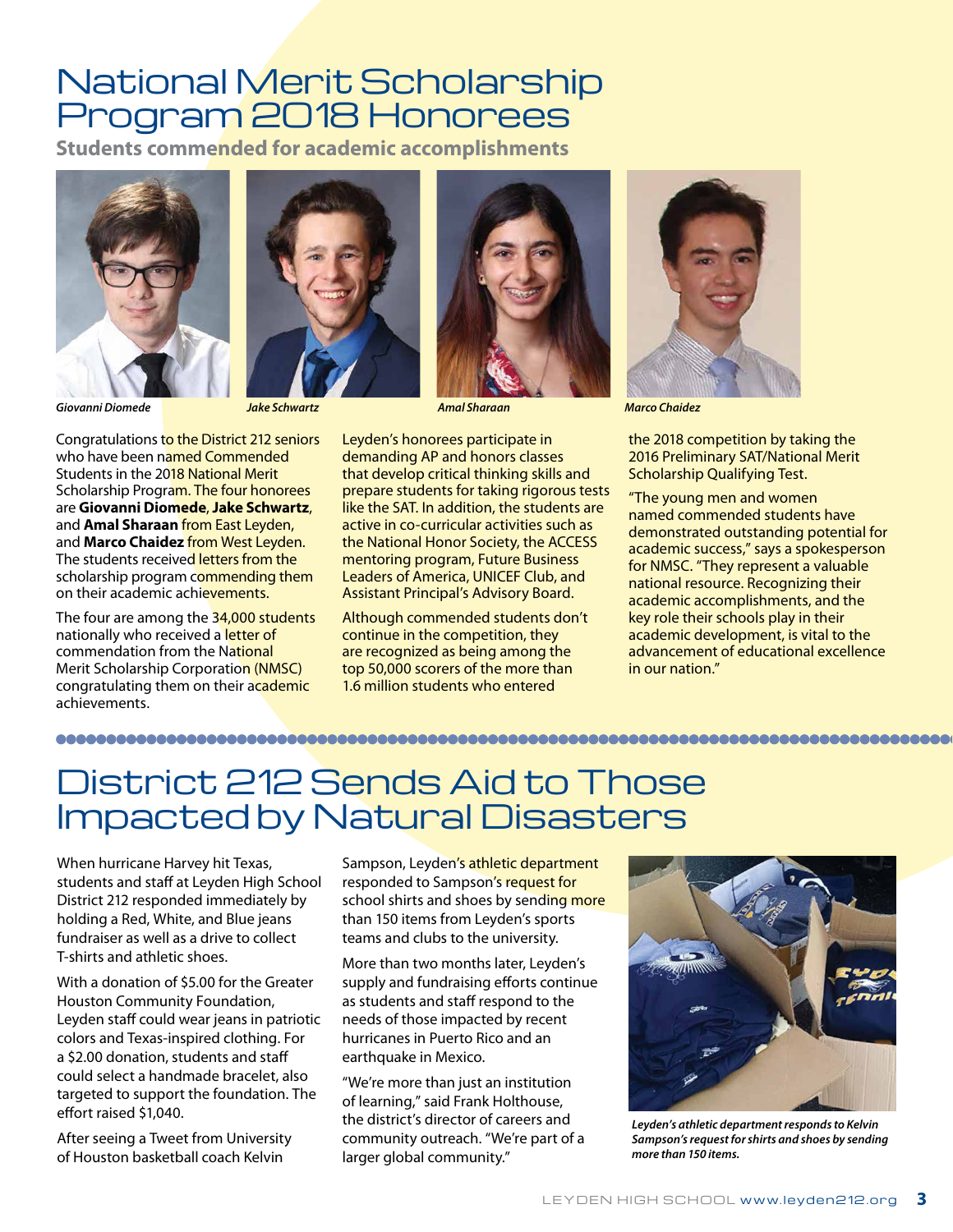# National Merit Scholarship Program 2018 Honorees

**Students commended for academic accomplishments**

*Giovanni Diomede*

*Jake Schwartz*

*Amal Sharaan*

*Marco Chaidez*

Congratulations to the District 212 seniors who have been named Commended Students in the 2018 National Merit Scholarship Program. The four honorees are **Giovanni Diomede**, **Jake Schwartz**, and **Amal Sharaan** from East Leyden, and **Marco Chaidez** from West Leyden. The students received letters from the scholarship program commending them on their academic achievements.

The four are among the 34,000 students nationally who received a letter of commendation from the National Merit Scholarship Corporation (NMSC) congratulating them on their academic achievements.

Leyden's honorees participate in demanding AP and honors classes that develop critical thinking skills and prepare students for taking rigorous tests like the SAT. In addition, the students are active in co-curricular activities such as the National Honor Society, the ACCESS mentoring program, Future Business Leaders of America, UNICEF Club, and Assistant Principal's Advisory Board.

Although commended students don't continue in the competition, they are recognized as being among the top 50,000 scorers of the more than 1.6 million students who entered the 2018 competition by taking the 2016 Preliminary SAT/National Merit Scholarship Qualifying Test.

"The young men and women named commended students have demonstrated outstanding potential for academic success," says a spokesperson for NMSC. "They represent a valuable national resource. Recognizing their academic accomplishments, and the key role their schools play in their academic development, is vital to the advancement of educational excellence in our nation."

# District 212 Sends Aid to Those Impacted by Natural Disasters

When hurricane Harvey hit Texas, students and staff at Leyden High School District 212 responded immediately by holding a Red, White, and Blue jeans fundraiser as well as a drive to collect T-shirts and athletic shoes.

With a donation of $5.00 for the Greater Houston Community Foundation, Leyden staff could wear jeans in patriotic colors and Texas-inspired clothing. For a $2.00 donation, students and staff could select a handmade bracelet, also targeted to support the foundation. The effort raised $1,040.

After seeing a Tweet from University of Houston basketball coach Kelvin Sampson, Leyden's athletic department responded to Sampson's request for school shirts and shoes by sending more than 150 items from Leyden's sports teams and clubs to the university.

More than two months later, Leyden's supply and fundraising efforts continue as students and staff respond to the needs of those impacted by recent hurricanes in Puerto Rico and an earthquake in Mexico.

"We're more than just an institution of learning," said Frank Holthouse, the district's director of careers and community outreach. "We're part of a larger global community."

*Leyden's athletic department responds to Kelvin Sampson's request for shirts and shoes by sending more than 150 items.*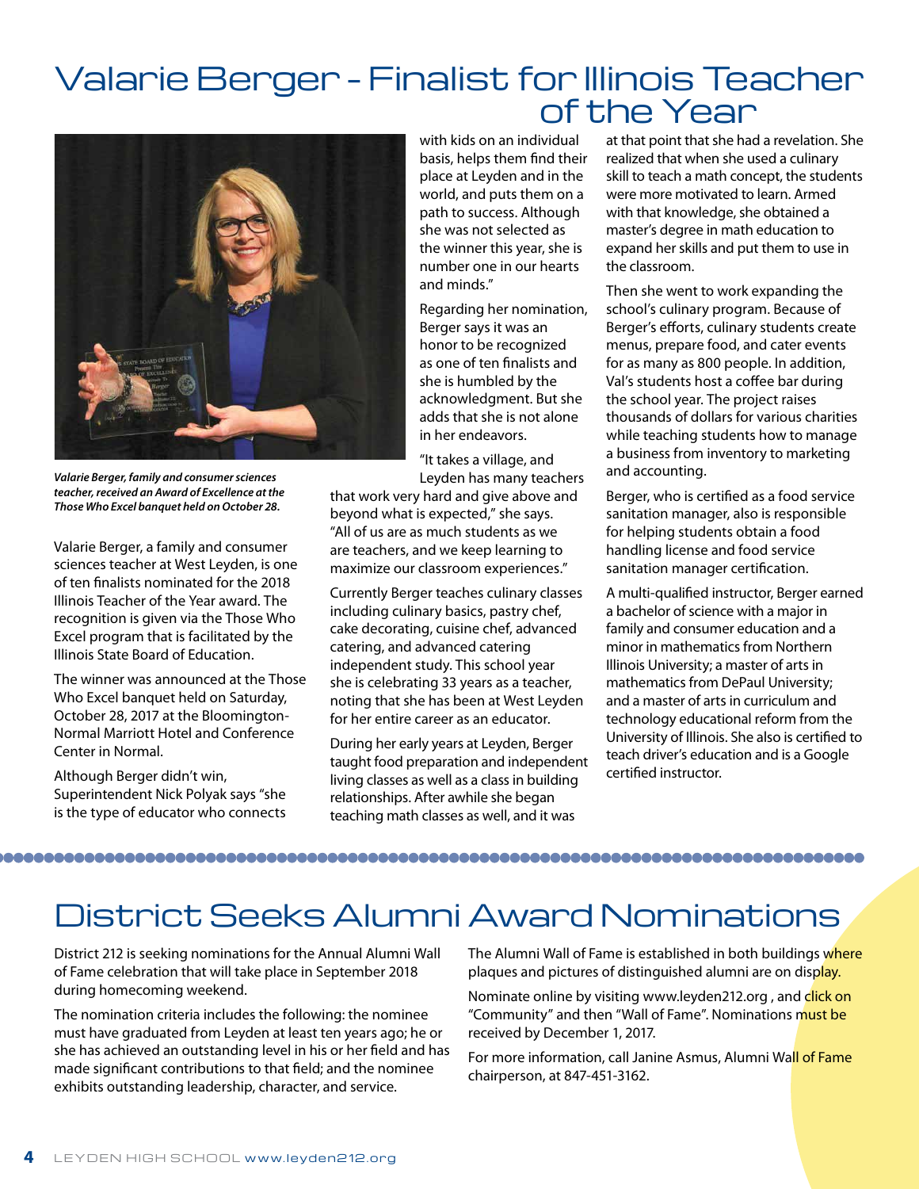# Valarie Berger - Finalist for Illinois Teacher of the Year

*Valarie Berger, family and consumer sciences teacher, received an Award of Excellence at the Those Who Excel banquet held on October 28.*

Valarie Berger, a family and consumer sciences teacher at West Leyden, is one of ten finalists nominated for the 2018 Illinois Teacher of the Year award. The recognition is given via the Those Who Excel program that is facilitated by the Illinois State Board of Education.

The winner was announced at the Those Who Excel banquet held on Saturday, October 28, 2017 at the Bloomington-Normal Marriott Hotel and Conference Center in Normal.

Although Berger didn't win, Superintendent Nick Polyak says "she is the type of educator who connects with kids on an individual basis, helps them find their place at Leyden and in the world, and puts them on a path to success. Although she was not selected as the winner this year, she is number one in our hearts and minds."

Regarding her nomination, Berger says it was an honor to be recognized as one of ten finalists and she is humbled by the acknowledgment. But she adds that she is not alone in her endeavors.

"It takes a village, and Leyden has many teachers that work very hard and give above and beyond what is expected," she says. "All of us are as much students as we are teachers, and we keep learning to maximize our classroom experiences."

Currently Berger teaches culinary classes including culinary basics, pastry chef, cake decorating, cuisine chef, advanced catering, and advanced catering independent study. This school year she is celebrating 33 years as a teacher, noting that she has been at West Leyden for her entire career as an educator.

During her early years at Leyden, Berger taught food preparation and independent living classes as well as a class in building relationships. After awhile she began teaching math classes as well, and it was at that point that she had a revelation. She realized that when she used a culinary skill to teach a math concept, the students were more motivated to learn. Armed with that knowledge, she obtained a master's degree in math education to expand her skills and put them to use in the classroom.

Then she went to work expanding the school's culinary program. Because of Berger's efforts, culinary students create menus, prepare food, and cater events for as many as 800 people. In addition, Val's students host a coffee bar during the school year. The project raises thousands of dollars for various charities while teaching students how to manage a business from inventory to marketing and accounting.

Berger, who is certified as a food service sanitation manager, also is responsible for helping students obtain a food handling license and food service sanitation manager certification.

A multi-qualified instructor, Berger earned a bachelor of science with a major in family and consumer education and a minor in mathematics from Northern Illinois University; a master of arts in mathematics from DePaul University; and a master of arts in curriculum and technology educational reform from the University of Illinois. She also is certified to teach driver's education and is a Google certified instructor.

# District Seeks Alumni Award Nominations

District 212 is seeking nominations for the Annual Alumni Wall of Fame celebration that will take place in September 2018 during homecoming weekend.

The nomination criteria includes the following: the nominee must have graduated from Leyden at least ten years ago; he or she has achieved an outstanding level in his or her field and has made significant contributions to that field; and the nominee exhibits outstanding leadership, character, and service.

The Alumni Wall of Fame is established in both buildings where plaques and pictures of distinguished alumni are on display.

Nominate online by visiting www.leyden212.org , and click on "Community" and then "Wall of Fame". Nominations must be received by December 1, 2017.

For more information, call Janine Asmus, Alumni Wall of Fame chairperson, at 847-451-3162.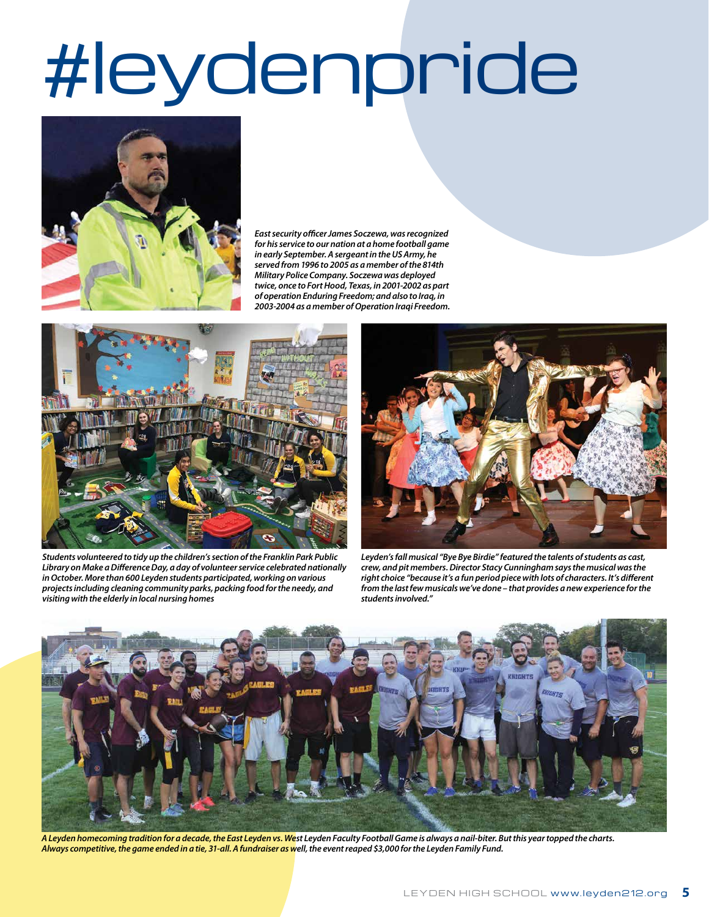# #leydenpride

*East security officer James Soczewa, was recognized for his service to our nation at a home football game in early September. A sergeant in the US Army, he served from 1996 to 2005 as a member of the 814th Military Police Company. Soczewa was deployed twice, once to Fort Hood, Texas, in 2001-2002 as part of operation Enduring Freedom; and also to Iraq, in 2003-2004 as a member of Operation Iraqi Freedom.*

*Students volunteered to tidy up the children's section of the Franklin Park Public Library on Make a Difference Day, a day of volunteer service celebrated nationally in October. More than 600 Leyden students participated, working on various projects including cleaning community parks, packing food for the needy, and visiting with the elderly in local nursing homes*

*Leyden's fall musical "Bye Bye Birdie" featured the talents of students as cast, crew, and pit members. Director Stacy Cunningham says the musical was the right choice "because it's a fun period piece with lots of characters. It's different from the last few musicals we've done – that provides a new experience for the students involved."*

*A Leyden homecoming tradition for a decade, the East Leyden vs. West Leyden Faculty Football Game is always a nail-biter. But this year topped the charts. Always competitive, the game ended in a tie, 31-all. A fundraiser as well, the event reaped $3,000 for the Leyden Family Fund.*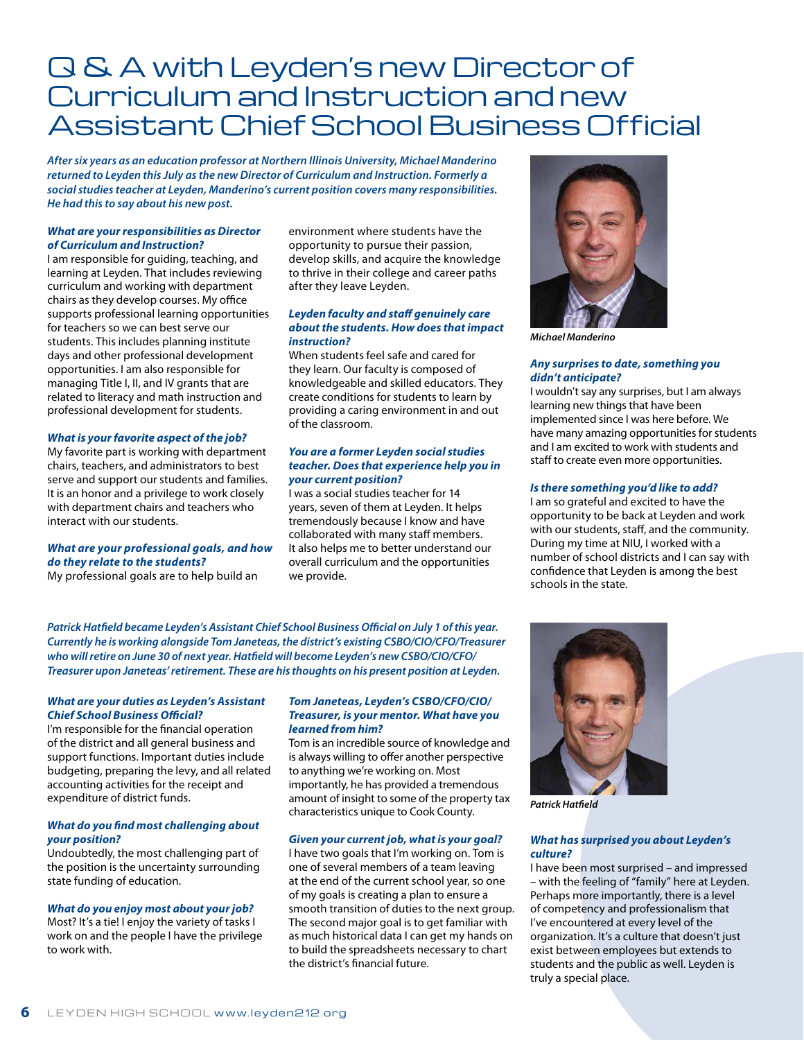# Q & A with Leyden's new Director of Curriculum and Instruction and new Assistant Chief School Business Official

***After six years as an education professor at Northern Illinois University, Michael Manderino returned to Leyden this July as the new Director of Curriculum and Instruction. Formerly a social studies teacher at Leyden, Manderino's current position covers many responsibilities. He had this to say about his new post.***

***What are your responsibilities as Director of Curriculum and Instruction?***

I am responsible for guiding, teaching, and learning at Leyden. That includes reviewing curriculum and working with department chairs as they develop courses. My office supports professional learning opportunities for teachers so we can best serve our students. This includes planning institute days and other professional development opportunities. I am also responsible for managing Title I, II, and IV grants that are related to literacy and math instruction and professional development for students.

***What is your favorite aspect of the job?***

My favorite part is working with department chairs, teachers, and administrators to best serve and support our students and families. It is an honor and a privilege to work closely with department chairs and teachers who interact with our students.

***What are your professional goals, and how do they relate to the students?***

My professional goals are to help build an environment where students have the opportunity to pursue their passion, develop skills, and acquire the knowledge to thrive in their college and career paths after they leave Leyden.

***Leyden faculty and staff genuinely care about the students. How does that impact instruction?***

When students feel safe and cared for they learn. Our faculty is composed of knowledgeable and skilled educators. They create conditions for students to learn by providing a caring environment in and out of the classroom.

***You are a former Leyden social studies teacher. Does that experience help you in your current position?***

I was a social studies teacher for 14 years, seven of them at Leyden. It helps tremendously because I know and have collaborated with many staff members. It also helps me to better understand our overall curriculum and the opportunities we provide.

*Michael Manderino*

***Any surprises to date, something you didn't anticipate?***

I wouldn't say any surprises, but I am always learning new things that have been implemented since I was here before. We have many amazing opportunities for students and I am excited to work with students and staff to create even more opportunities.

***Is there something you'd like to add?***

I am so grateful and excited to have the opportunity to be back at Leyden and work with our students, staff, and the community. During my time at NIU, I worked with a number of school districts and I can say with confidence that Leyden is among the best schools in the state.

***Patrick Hatfield became Leyden's Assistant Chief School Business Official on July 1 of this year. Currently he is working alongside Tom Janeteas, the district's existing CSBO/CIO/CFO/Treasurer who will retire on June 30 of next year. Hatfield will become Leyden's new CSBO/CIO/CFO/Treasurer upon Janeteas' retirement. These are his thoughts on his present position at Leyden.***

***What are your duties as Leyden's Assistant Chief School Business Official?***

I'm responsible for the financial operation of the district and all general business and support functions. Important duties include budgeting, preparing the levy, and all related accounting activities for the receipt and expenditure of district funds.

***What do you find most challenging about your position?***

Undoubtedly, the most challenging part of the position is the uncertainty surrounding state funding of education.

***What do you enjoy most about your job?***

Most? It's a tie! I enjoy the variety of tasks I work on and the people I have the privilege to work with.

***Tom Janeteas, Leyden's CSBO/CFO/CIO/Treasurer, is your mentor. What have you learned from him?***

Tom is an incredible source of knowledge and is always willing to offer another perspective to anything we're working on. Most importantly, he has provided a tremendous amount of insight to some of the property tax characteristics unique to Cook County.

***Given your current job, what is your goal?***

I have two goals that I'm working on. Tom is one of several members of a team leaving at the end of the current school year, so one of my goals is creating a plan to ensure a smooth transition of duties to the next group. The second major goal is to get familiar with as much historical data I can get my hands on to build the spreadsheets necessary to chart the district's financial future.

*Patrick Hatfield*

***What has surprised you about Leyden's culture?***

I have been most surprised – and impressed – with the feeling of "family" here at Leyden. Perhaps more importantly, there is a level of competency and professionalism that I've encountered at every level of the organization. It's a culture that doesn't just exist between employees but extends to students and the public as well. Leyden is truly a special place.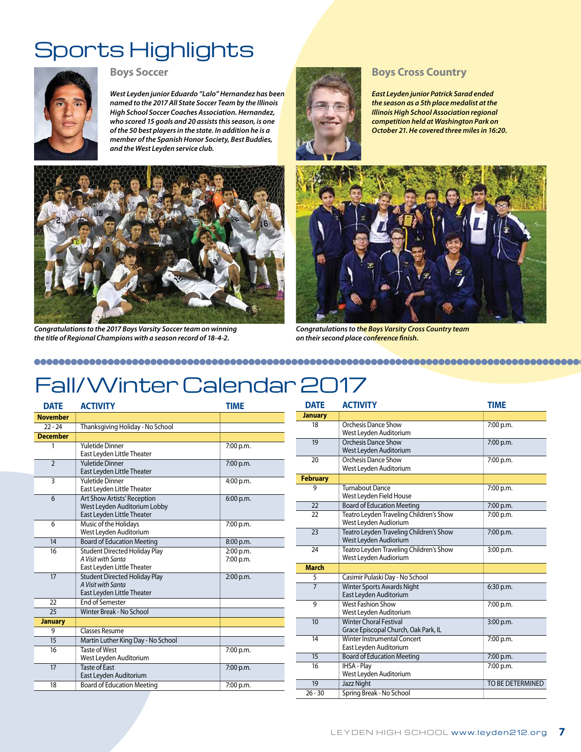# Sports Highlights

## Boys Soccer

*West Leyden junior Eduardo "Lalo" Hernandez has been named to the 2017 All State Soccer Team by the Illinois High School Soccer Coaches Association. Hernandez, who scored 15 goals and 20 assists this season, is one of the 50 best players in the state. In addition he is a member of the Spanish Honor Society, Best Buddies, and the West Leyden service club.*

*Congratulations to the 2017 Boys Varsity Soccer team on winning the title of Regional Champions with a season record of 18-4-2.*

## Boys Cross Country

*East Leyden junior Patrick Sarad ended the season as a 5th place medalist at the Illinois High School Association regional competition held at Washington Park on October 21. He covered three miles in 16:20.*

*Congratulations to the Boys Varsity Cross Country team on their second place conference finish.*

# Fall/Winter Calendar 2017

| DATE | ACTIVITY | TIME |
|---|---|---|
| **November** | | |
| 22 - 24 | Thanksgiving Holiday - No School | |
| **December** | | |
| 1 | Yuletide Dinner<br>East Leyden Little Theater | 7:00 p.m. |
| 2 | Yuletide Dinner<br>East Leyden Little Theater | 7:00 p.m. |
| 3 | Yuletide Dinner<br>East Leyden Little Theater | 4:00 p.m. |
| 6 | Art Show Artists' Reception<br>West Leyden Auditorium Lobby<br>East Leyden Little Theater | 6:00 p.m. |
| 6 | Music of the Holidays<br>West Leyden Auditorium | 7:00 p.m. |
| 14 | Board of Education Meeting | 8:00 p.m. |
| 16 | Student Directed Holiday Play<br>*A Visit with Santa*<br>East Leyden Little Theater | 2:00 p.m.<br>7:00 p.m. |
| 17 | Student Directed Holiday Play<br>*A Visit with Santa*<br>East Leyden Little Theater | 2:00 p.m. |
| 22 | End of Semester | |
| 25 | Winter Break - No School | |
| **January** | | |
| 9 | Classes Resume | |
| 15 | Martin Luther King Day - No School | |
| 16 | Taste of West<br>West Leyden Auditorium | 7:00 p.m. |
| 17 | Taste of East<br>East Leyden Auditorium | 7:00 p.m. |
| 18 | Board of Education Meeting | 7:00 p.m. |

| DATE | ACTIVITY | TIME |
|---|---|---|
| **January** | | |
| 18 | Orchesis Dance Show<br>West Leyden Auditorium | 7:00 p.m. |
| 19 | Orchesis Dance Show<br>West Leyden Auditorium | 7:00 p.m. |
| 20 | Orchesis Dance Show<br>West Leyden Auditorium | 7:00 p.m. |
| **February** | | |
| 9 | Turnabout Dance<br>West Leyden Field House | 7:00 p.m. |
| 22 | Board of Education Meeting | 7:00 p.m. |
| 22 | Teatro Leyden Traveling Children's Show<br>West Leyden Audiorium | 7:00 p.m. |
| 23 | Teatro Leyden Traveling Children's Show<br>West Leyden Audiorium | 7:00 p.m. |
| 24 | Teatro Leyden Traveling Children's Show<br>West Leyden Audiorium | 3:00 p.m. |
| **March** | | |
| 5 | Casimir Pulaski Day - No School | |
| 7 | Winter Sports Awards Night<br>East Leyden Auditorium | 6:30 p.m. |
| 9 | West Fashion Show<br>West Leyden Auditorium | 7:00 p.m. |
| 10 | Winter Choral Festival<br>Grace Episcopal Church, Oak Park, IL | 3:00 p.m. |
| 14 | Winter Instrumental Concert<br>East Leyden Auditorium | 7:00 p.m. |
| 15 | Board of Education Meeting | 7:00 p.m. |
| 16 | IHSA - Play<br>West Leyden Auditorium | 7:00 p.m. |
| 19 | Jazz Night | TO BE DETERMINED |
| 26 - 30 | Spring Break - No School | |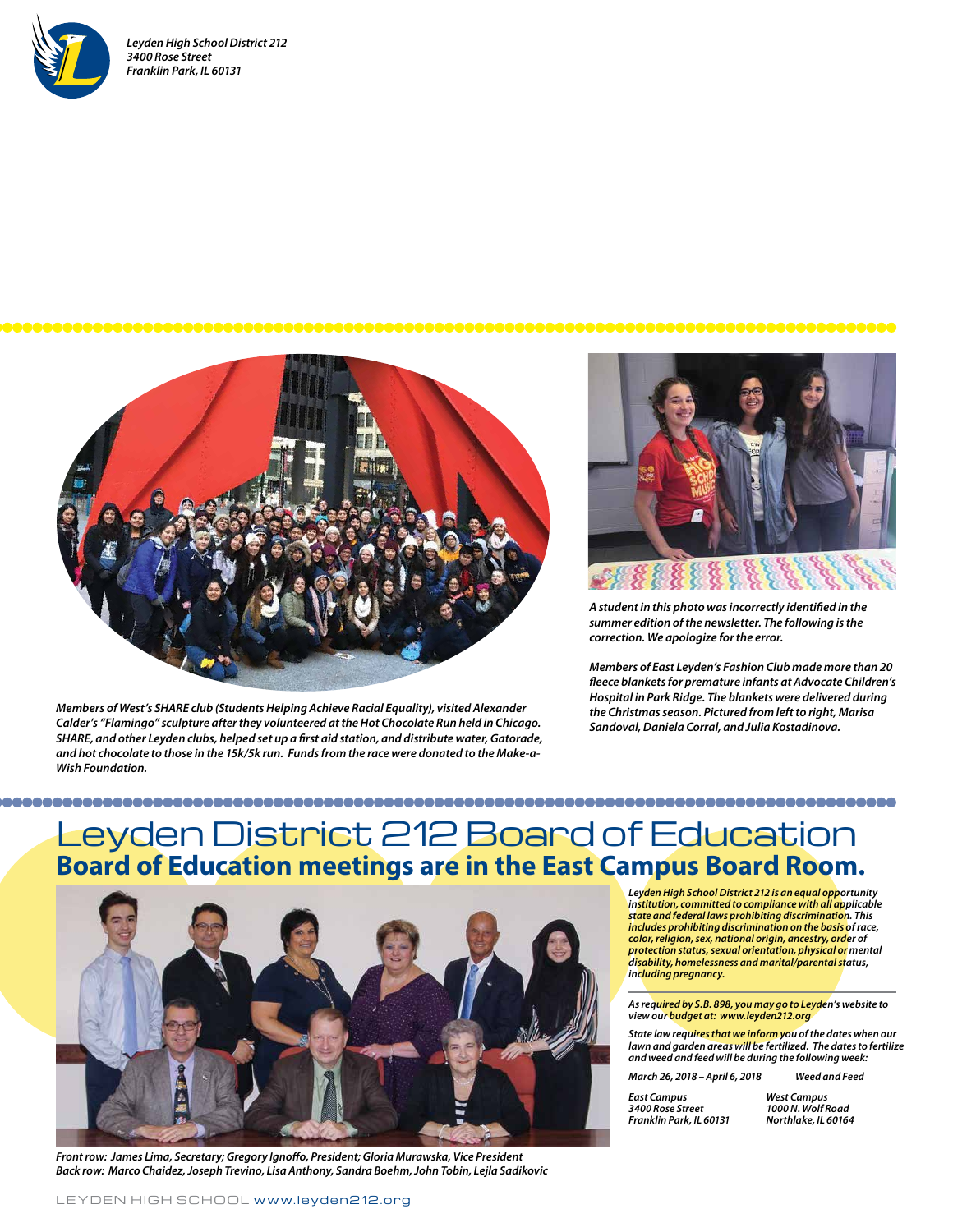*Leyden High School District 212*
*3400 Rose Street*
*Franklin Park, IL 60131*

*Members of West's SHARE club (Students Helping Achieve Racial Equality), visited Alexander Calder's "Flamingo" sculpture after they volunteered at the Hot Chocolate Run held in Chicago. SHARE, and other Leyden clubs, helped set up a first aid station, and distribute water, Gatorade, and hot chocolate to those in the 15k/5k run. Funds from the race were donated to the Make-a-Wish Foundation.*

*A student in this photo was incorrectly identified in the summer edition of the newsletter. The following is the correction. We apologize for the error.*

*Members of East Leyden's Fashion Club made more than 20 fleece blankets for premature infants at Advocate Children's Hospital in Park Ridge. The blankets were delivered during the Christmas season. Pictured from left to right, Marisa Sandoval, Daniela Corral, and Julia Kostadinova.*

# Leyden District 212 Board of Education

## Board of Education meetings are in the East Campus Board Room.

*Front row: James Lima, Secretary; Gregory Ignoffo, President; Gloria Murawska, Vice President*
*Back row: Marco Chaidez, Joseph Trevino, Lisa Anthony, Sandra Boehm, John Tobin, Lejla Sadikovic*

***Leyden High School District 212 is an equal opportunity institution, committed to compliance with all applicable state and federal laws prohibiting discrimination. This includes prohibiting discrimination on the basis of race, color, religion, sex, national origin, ancestry, order of protection status, sexual orientation, physical or mental disability, homelessness and marital/parental status, including pregnancy.***

*As required by S.B. 898, you may go to Leyden's website to view our budget at: www.leyden212.org*

*State law requires that we inform you of the dates when our lawn and garden areas will be fertilized. The dates to fertilize and weed and feed will be during the following week:*

*March 26, 2018 – April 6, 2018 — Weed and Feed*

*East Campus*
*3400 Rose Street*
*Franklin Park, IL 60131*

*West Campus*
*1000 N. Wolf Road*
*Northlake, IL 60164*

LEYDEN HIGH SCHOOL www.leyden212.org